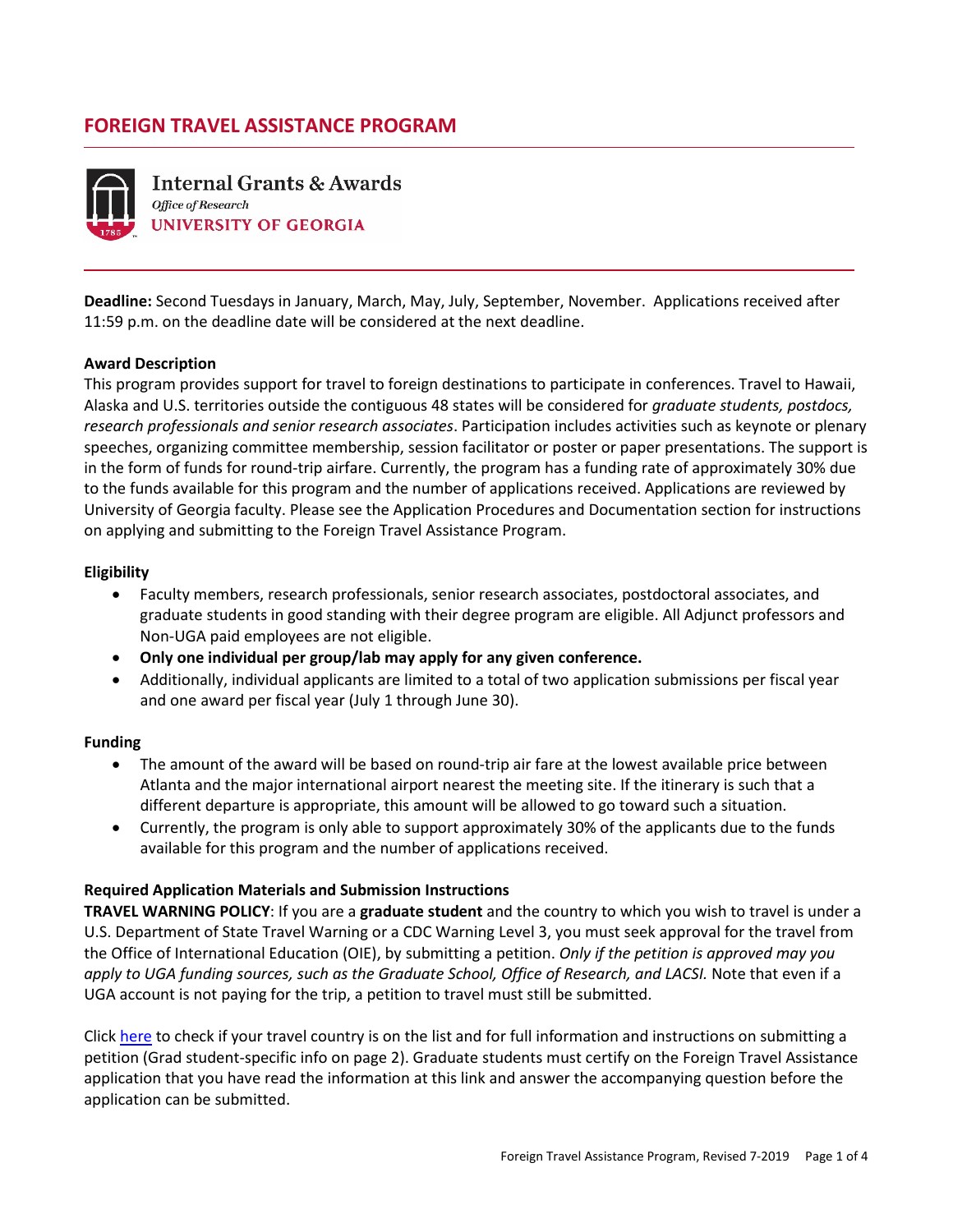# FOREIGN TRAVEL ASSISTANCE PROGRAM

Internal Grants & Awards
*Office of Research*
UNIVERSITY OF GEORGIA

**Deadline:** Second Tuesdays in January, March, May, July, September, November. Applications received after 11:59 p.m. on the deadline date will be considered at the next deadline.

**Award Description**

This program provides support for travel to foreign destinations to participate in conferences. Travel to Hawaii, Alaska and U.S. territories outside the contiguous 48 states will be considered for *graduate students, postdocs, research professionals and senior research associates*. Participation includes activities such as keynote or plenary speeches, organizing committee membership, session facilitator or poster or paper presentations. The support is in the form of funds for round-trip airfare. Currently, the program has a funding rate of approximately 30% due to the funds available for this program and the number of applications received. Applications are reviewed by University of Georgia faculty. Please see the Application Procedures and Documentation section for instructions on applying and submitting to the Foreign Travel Assistance Program.

**Eligibility**

- Faculty members, research professionals, senior research associates, postdoctoral associates, and graduate students in good standing with their degree program are eligible. All Adjunct professors and Non-UGA paid employees are not eligible.
- **Only one individual per group/lab may apply for any given conference.**
- Additionally, individual applicants are limited to a total of two application submissions per fiscal year and one award per fiscal year (July 1 through June 30).

**Funding**

- The amount of the award will be based on round-trip air fare at the lowest available price between Atlanta and the major international airport nearest the meeting site. If the itinerary is such that a different departure is appropriate, this amount will be allowed to go toward such a situation.
- Currently, the program is only able to support approximately 30% of the applicants due to the funds available for this program and the number of applications received.

**Required Application Materials and Submission Instructions**

**TRAVEL WARNING POLICY**: If you are a **graduate student** and the country to which you wish to travel is under a U.S. Department of State Travel Warning or a CDC Warning Level 3, you must seek approval for the travel from the Office of International Education (OIE), by submitting a petition. *Only if the petition is approved may you apply to UGA funding sources, such as the Graduate School, Office of Research, and LACSI.* Note that even if a UGA account is not paying for the trip, a petition to travel must still be submitted.

Click here to check if your travel country is on the list and for full information and instructions on submitting a petition (Grad student-specific info on page 2). Graduate students must certify on the Foreign Travel Assistance application that you have read the information at this link and answer the accompanying question before the application can be submitted.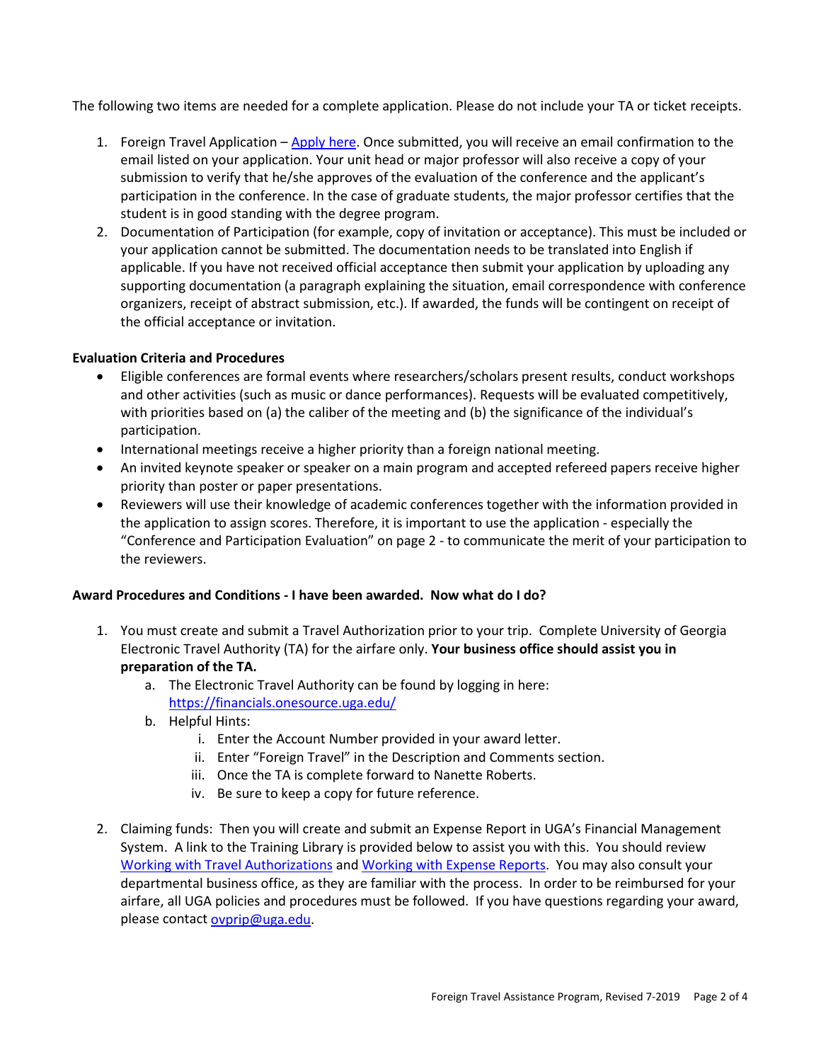The following two items are needed for a complete application. Please do not include your TA or ticket receipts.

1. Foreign Travel Application – [Apply here](). Once submitted, you will receive an email confirmation to the email listed on your application. Your unit head or major professor will also receive a copy of your submission to verify that he/she approves of the evaluation of the conference and the applicant's participation in the conference. In the case of graduate students, the major professor certifies that the student is in good standing with the degree program.
2. Documentation of Participation (for example, copy of invitation or acceptance). This must be included or your application cannot be submitted. The documentation needs to be translated into English if applicable. If you have not received official acceptance then submit your application by uploading any supporting documentation (a paragraph explaining the situation, email correspondence with conference organizers, receipt of abstract submission, etc.). If awarded, the funds will be contingent on receipt of the official acceptance or invitation.

**Evaluation Criteria and Procedures**

- Eligible conferences are formal events where researchers/scholars present results, conduct workshops and other activities (such as music or dance performances). Requests will be evaluated competitively, with priorities based on (a) the caliber of the meeting and (b) the significance of the individual's participation.
- International meetings receive a higher priority than a foreign national meeting.
- An invited keynote speaker or speaker on a main program and accepted refereed papers receive higher priority than poster or paper presentations.
- Reviewers will use their knowledge of academic conferences together with the information provided in the application to assign scores. Therefore, it is important to use the application - especially the "Conference and Participation Evaluation" on page 2 - to communicate the merit of your participation to the reviewers.

**Award Procedures and Conditions - I have been awarded. Now what do I do?**

1. You must create and submit a Travel Authorization prior to your trip. Complete University of Georgia Electronic Travel Authority (TA) for the airfare only. **Your business office should assist you in preparation of the TA.**
   a. The Electronic Travel Authority can be found by logging in here: [https://financials.onesource.uga.edu/](https://financials.onesource.uga.edu/)
   b. Helpful Hints:
      i. Enter the Account Number provided in your award letter.
      ii. Enter "Foreign Travel" in the Description and Comments section.
      iii. Once the TA is complete forward to Nanette Roberts.
      iv. Be sure to keep a copy for future reference.

2. Claiming funds: Then you will create and submit an Expense Report in UGA's Financial Management System. A link to the Training Library is provided below to assist you with this. You should review [Working with Travel Authorizations]() and [Working with Expense Reports](). You may also consult your departmental business office, as they are familiar with the process. In order to be reimbursed for your airfare, all UGA policies and procedures must be followed. If you have questions regarding your award, please contact [ovprip@uga.edu](mailto:ovprip@uga.edu).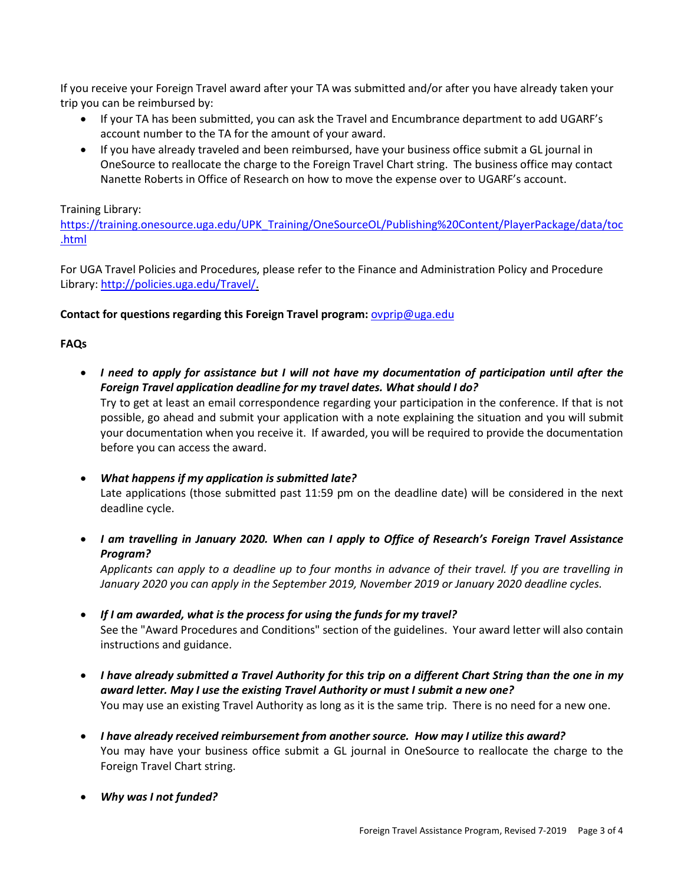If you receive your Foreign Travel award after your TA was submitted and/or after you have already taken your trip you can be reimbursed by:

- If your TA has been submitted, you can ask the Travel and Encumbrance department to add UGARF's account number to the TA for the amount of your award.
- If you have already traveled and been reimbursed, have your business office submit a GL journal in OneSource to reallocate the charge to the Foreign Travel Chart string. The business office may contact Nanette Roberts in Office of Research on how to move the expense over to UGARF's account.

Training Library:
[https://training.onesource.uga.edu/UPK_Training/OneSourceOL/Publishing%20Content/PlayerPackage/data/toc.html](https://training.onesource.uga.edu/UPK_Training/OneSourceOL/Publishing%20Content/PlayerPackage/data/toc.html)

For UGA Travel Policies and Procedures, please refer to the Finance and Administration Policy and Procedure Library: [http://policies.uga.edu/Travel/](http://policies.uga.edu/Travel/).

**Contact for questions regarding this Foreign Travel program:** [ovprip@uga.edu](mailto:ovprip@uga.edu)

**FAQs**

- ***I need to apply for assistance but I will not have my documentation of participation until after the Foreign Travel application deadline for my travel dates. What should I do?***
  Try to get at least an email correspondence regarding your participation in the conference. If that is not possible, go ahead and submit your application with a note explaining the situation and you will submit your documentation when you receive it. If awarded, you will be required to provide the documentation before you can access the award.

- ***What happens if my application is submitted late?***
  Late applications (those submitted past 11:59 pm on the deadline date) will be considered in the next deadline cycle.

- ***I am travelling in January 2020. When can I apply to Office of Research's Foreign Travel Assistance Program?***
  *Applicants can apply to a deadline up to four months in advance of their travel. If you are travelling in January 2020 you can apply in the September 2019, November 2019 or January 2020 deadline cycles.*

- ***If I am awarded, what is the process for using the funds for my travel?***
  See the "Award Procedures and Conditions" section of the guidelines. Your award letter will also contain instructions and guidance.

- ***I have already submitted a Travel Authority for this trip on a different Chart String than the one in my award letter. May I use the existing Travel Authority or must I submit a new one?***
  You may use an existing Travel Authority as long as it is the same trip. There is no need for a new one.

- ***I have already received reimbursement from another source. How may I utilize this award?***
  You may have your business office submit a GL journal in OneSource to reallocate the charge to the Foreign Travel Chart string.

- ***Why was I not funded?***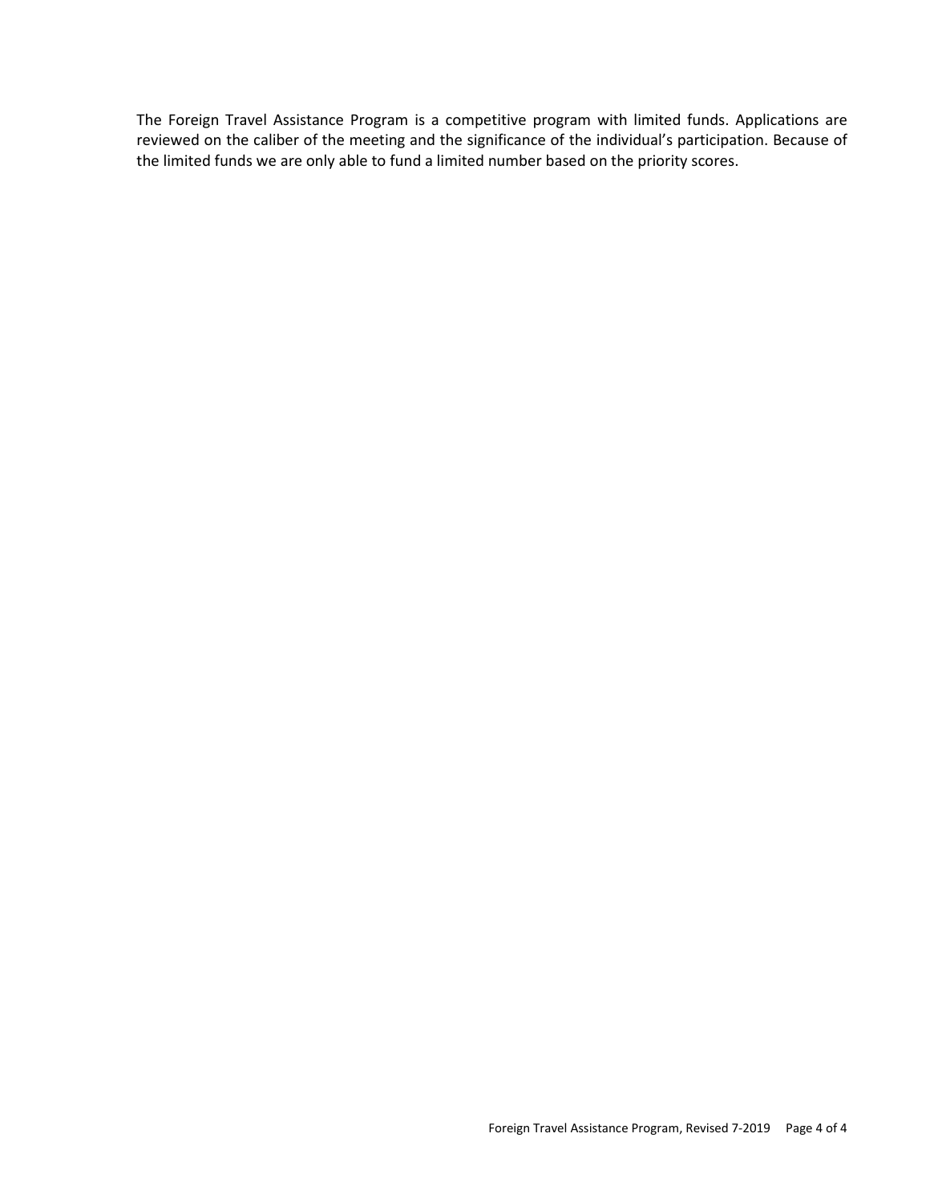The Foreign Travel Assistance Program is a competitive program with limited funds. Applications are reviewed on the caliber of the meeting and the significance of the individual's participation. Because of the limited funds we are only able to fund a limited number based on the priority scores.